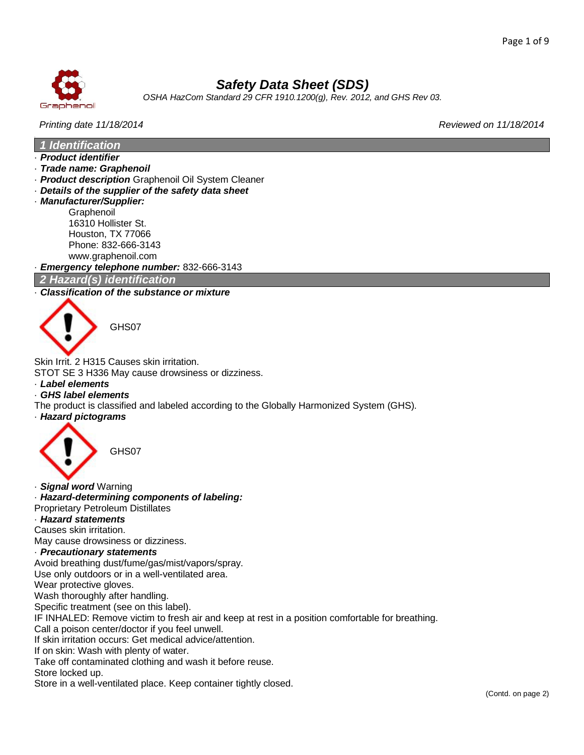# Safety Data Sheet (SDS)

*OSHA HazCom Standard 29 CFR 1910.1200(g), Rev. 2012, and GHS Rev 03.*

*Printing date 11/18/2014* *Reviewed on 11/18/2014*

## 1 Identification

· ***Product identifier***

· ***Trade name: Graphenoil***

· ***Product description*** Graphenoil Oil System Cleaner

· ***Details of the supplier of the safety data sheet***

· ***Manufacturer/Supplier:***

Graphenoil
16310 Hollister St.
Houston, TX 77066
Phone: 832-666-3143
www.graphenoil.com

· ***Emergency telephone number:*** 832-666-3143

## 2 Hazard(s) identification

· ***Classification of the substance or mixture***

GHS07

Skin Irrit. 2 H315 Causes skin irritation.

STOT SE 3 H336 May cause drowsiness or dizziness.

· ***Label elements***

· ***GHS label elements***

The product is classified and labeled according to the Globally Harmonized System (GHS).

· ***Hazard pictograms***

GHS07

· ***Signal word*** Warning

· ***Hazard-determining components of labeling:***

Proprietary Petroleum Distillates

· ***Hazard statements***

Causes skin irritation.

May cause drowsiness or dizziness.

· ***Precautionary statements***

Avoid breathing dust/fume/gas/mist/vapors/spray.

Use only outdoors or in a well-ventilated area.

Wear protective gloves.

Wash thoroughly after handling.

Specific treatment (see on this label).

IF INHALED: Remove victim to fresh air and keep at rest in a position comfortable for breathing.

Call a poison center/doctor if you feel unwell.

If skin irritation occurs: Get medical advice/attention.

If on skin: Wash with plenty of water.

Take off contaminated clothing and wash it before reuse.

Store locked up.

Store in a well-ventilated place. Keep container tightly closed.

(Contd. on page 2)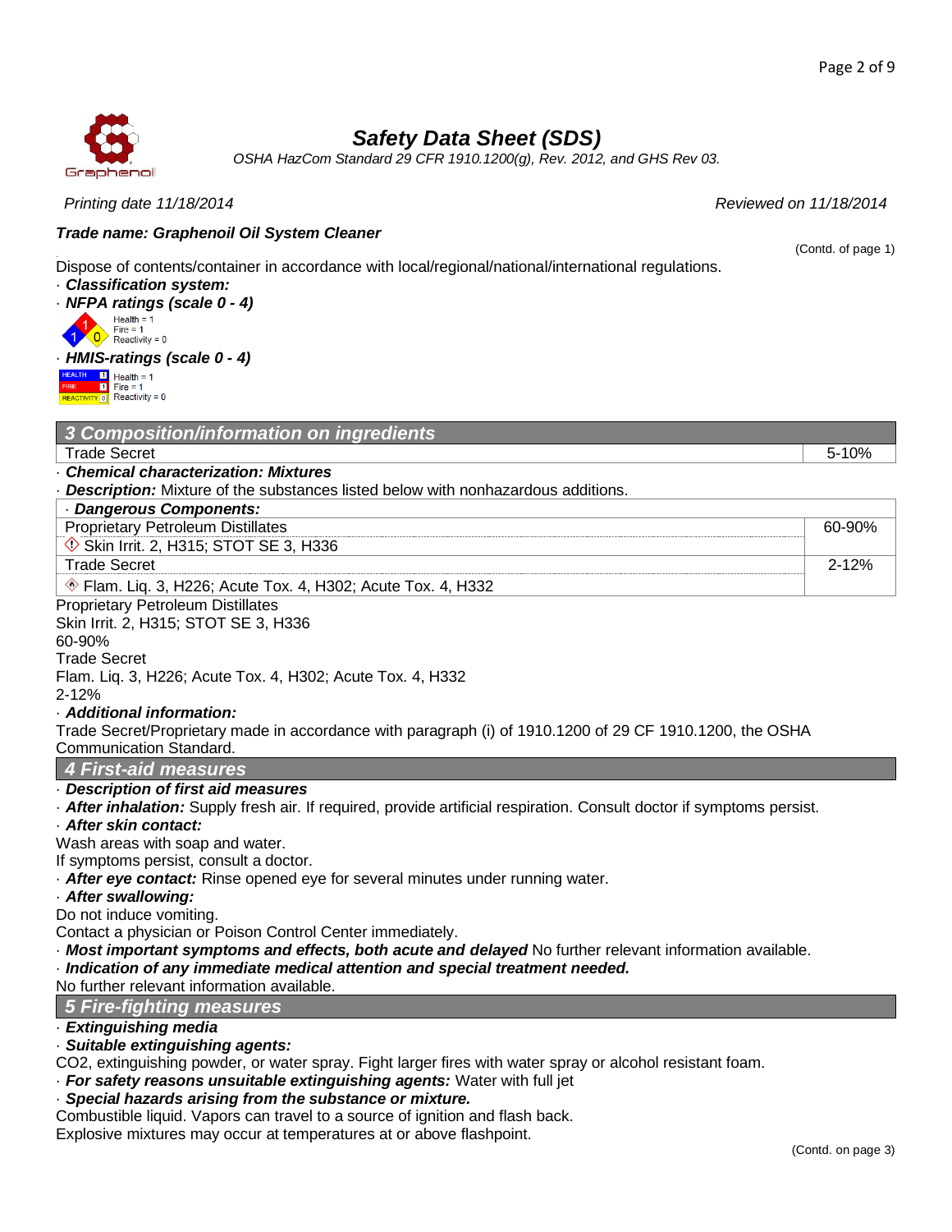Dispose of contents/container in accordance with local/regional/national/international regulations.

· **_Classification system:_**

· **_NFPA ratings (scale 0 - 4)_**

Health = 1
Fire = 1
Reactivity = 0

· **_HMIS-ratings (scale 0 - 4)_**

HEALTH 1 Health = 1
FIRE 1 Fire = 1
REACTIVITY 0 Reactivity = 0

## 3 Composition/information on ingredients

| Trade Secret | 5-10% |
|---|---|

· **_Chemical characterization: Mixtures_**

· **_Description:_** Mixture of the substances listed below with nonhazardous additions.

| · **_Dangerous Components:_** | |
|---|---|
| Proprietary Petroleum Distillates | 60-90% |
| Skin Irrit. 2, H315; STOT SE 3, H336 | |
| Trade Secret | 2-12% |
| Flam. Liq. 3, H226; Acute Tox. 4, H302; Acute Tox. 4, H332 | |

Proprietary Petroleum Distillates
Skin Irrit. 2, H315; STOT SE 3, H336
60-90%
Trade Secret
Flam. Liq. 3, H226; Acute Tox. 4, H302; Acute Tox. 4, H332
2-12%

· **_Additional information:_**

Trade Secret/Proprietary made in accordance with paragraph (i) of 1910.1200 of 29 CF 1910.1200, the OSHA Communication Standard.

## 4 First-aid measures

· **_Description of first aid measures_**

· **_After inhalation:_** Supply fresh air. If required, provide artificial respiration. Consult doctor if symptoms persist.

· **_After skin contact:_**

Wash areas with soap and water.
If symptoms persist, consult a doctor.

· **_After eye contact:_** Rinse opened eye for several minutes under running water.

· **_After swallowing:_**

Do not induce vomiting.
Contact a physician or Poison Control Center immediately.

· **_Most important symptoms and effects, both acute and delayed_** No further relevant information available.

· **_Indication of any immediate medical attention and special treatment needed._**

No further relevant information available.

## 5 Fire-fighting measures

· **_Extinguishing media_**

· **_Suitable extinguishing agents:_**

CO2, extinguishing powder, or water spray. Fight larger fires with water spray or alcohol resistant foam.

· **_For safety reasons unsuitable extinguishing agents:_** Water with full jet

· **_Special hazards arising from the substance or mixture._**

Combustible liquid. Vapors can travel to a source of ignition and flash back.
Explosive mixtures may occur at temperatures at or above flashpoint.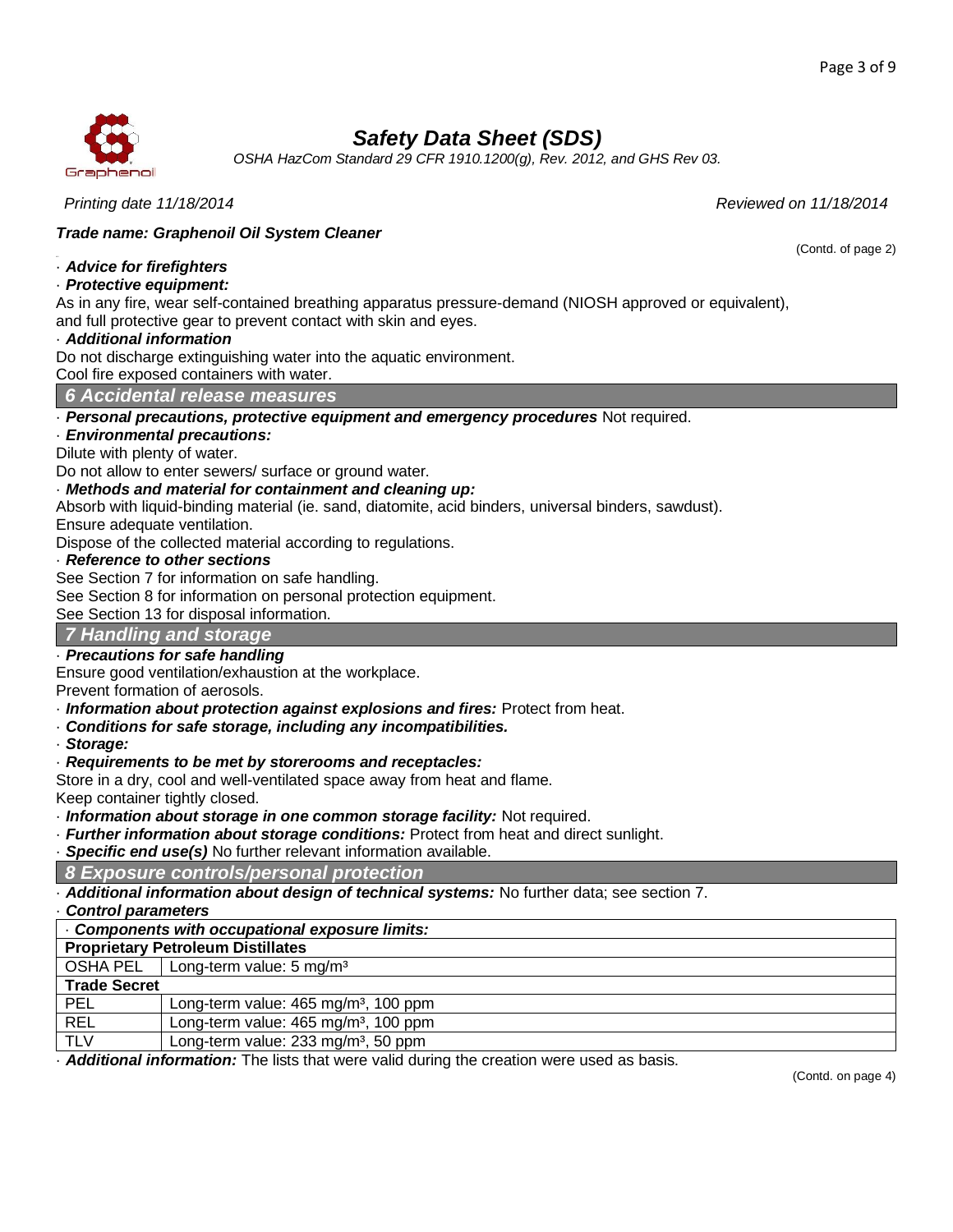# Safety Data Sheet (SDS)

*OSHA HazCom Standard 29 CFR 1910.1200(g), Rev. 2012, and GHS Rev 03.*

*Printing date 11/18/2014* *Reviewed on 11/18/2014*

***Trade name: Graphenoil Oil System Cleaner***

(Contd. of page 2)

· ***Advice for firefighters***

· ***Protective equipment:***

As in any fire, wear self-contained breathing apparatus pressure-demand (NIOSH approved or equivalent), and full protective gear to prevent contact with skin and eyes.

· ***Additional information***

Do not discharge extinguishing water into the aquatic environment.
Cool fire exposed containers with water.

## 6 Accidental release measures

· ***Personal precautions, protective equipment and emergency procedures*** Not required.

· ***Environmental precautions:***

Dilute with plenty of water.
Do not allow to enter sewers/ surface or ground water.

· ***Methods and material for containment and cleaning up:***

Absorb with liquid-binding material (ie. sand, diatomite, acid binders, universal binders, sawdust).
Ensure adequate ventilation.
Dispose of the collected material according to regulations.

· ***Reference to other sections***

See Section 7 for information on safe handling.
See Section 8 for information on personal protection equipment.
See Section 13 for disposal information.

## 7 Handling and storage

· ***Precautions for safe handling***

Ensure good ventilation/exhaustion at the workplace.
Prevent formation of aerosols.

· ***Information about protection against explosions and fires:*** Protect from heat.

· ***Conditions for safe storage, including any incompatibilities.***

· ***Storage:***

· ***Requirements to be met by storerooms and receptacles:***

Store in a dry, cool and well-ventilated space away from heat and flame.
Keep container tightly closed.

· ***Information about storage in one common storage facility:*** Not required.

· ***Further information about storage conditions:*** Protect from heat and direct sunlight.

· ***Specific end use(s)*** No further relevant information available.

## 8 Exposure controls/personal protection

· ***Additional information about design of technical systems:*** No further data; see section 7.

· ***Control parameters***

| · **Components with occupational exposure limits:** | |
|---|---|
| **Proprietary Petroleum Distillates** | |
| OSHA PEL | Long-term value: 5 mg/m³ |
| **Trade Secret** | |
| PEL | Long-term value: 465 mg/m³, 100 ppm |
| REL | Long-term value: 465 mg/m³, 100 ppm |
| TLV | Long-term value: 233 mg/m³, 50 ppm |

· ***Additional information:*** The lists that were valid during the creation were used as basis.

(Contd. on page 4)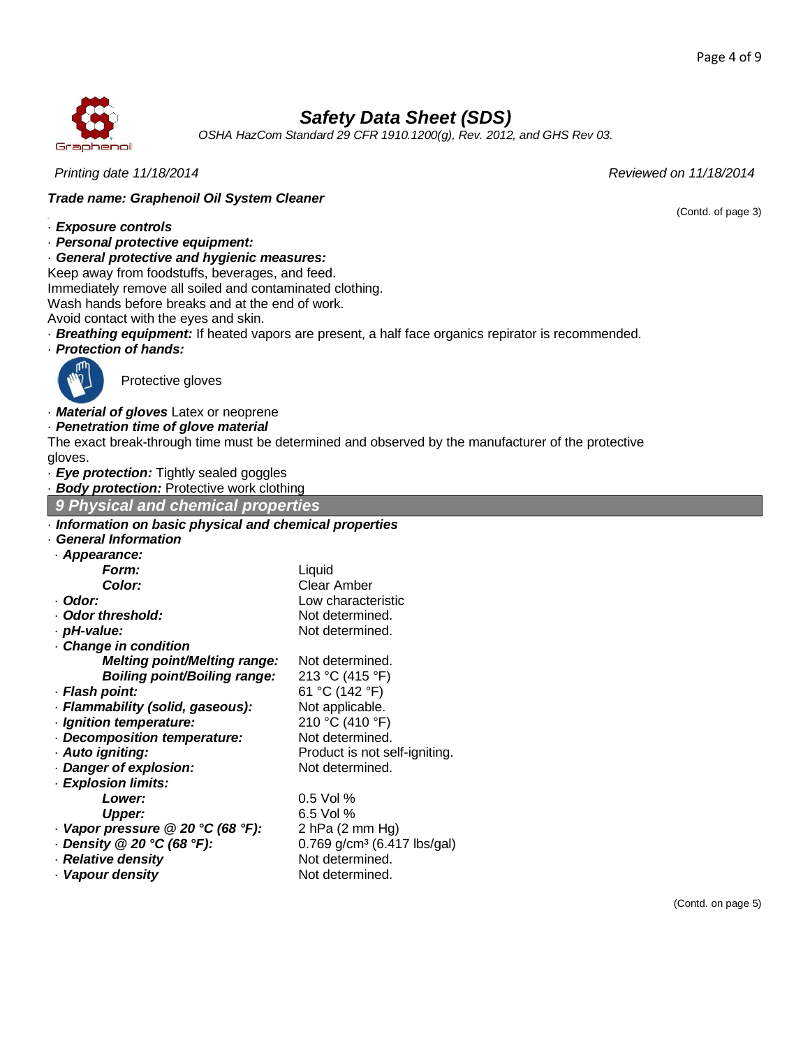# Safety Data Sheet (SDS)

*OSHA HazCom Standard 29 CFR 1910.1200(g), Rev. 2012, and GHS Rev 03.*

*Printing date 11/18/2014* *Reviewed on 11/18/2014*

***Trade name: Graphenoil Oil System Cleaner***

(Contd. of page 3)

· ***Exposure controls***

· ***Personal protective equipment:***

· ***General protective and hygienic measures:***

Keep away from foodstuffs, beverages, and feed.
Immediately remove all soiled and contaminated clothing.
Wash hands before breaks and at the end of work.
Avoid contact with the eyes and skin.

· ***Breathing equipment:*** If heated vapors are present, a half face organics repirator is recommended.

· ***Protection of hands:***

Protective gloves

· ***Material of gloves*** Latex or neoprene

· ***Penetration time of glove material***

The exact break-through time must be determined and observed by the manufacturer of the protective gloves.

· ***Eye protection:*** Tightly sealed goggles

· ***Body protection:*** Protective work clothing

## 9 Physical and chemical properties

· ***Information on basic physical and chemical properties***

· ***General Information***

| | |
|---|---|
| · ***Appearance:*** | |
| ***Form:*** | Liquid |
| ***Color:*** | Clear Amber |
| · ***Odor:*** | Low characteristic |
| · ***Odor threshold:*** | Not determined. |
| · ***pH-value:*** | Not determined. |
| · ***Change in condition*** | |
| ***Melting point/Melting range:*** | Not determined. |
| ***Boiling point/Boiling range:*** | 213 °C (415 °F) |
| · ***Flash point:*** | 61 °C (142 °F) |
| · ***Flammability (solid, gaseous):*** | Not applicable. |
| · ***Ignition temperature:*** | 210 °C (410 °F) |
| · ***Decomposition temperature:*** | Not determined. |
| · ***Auto igniting:*** | Product is not self-igniting. |
| · ***Danger of explosion:*** | Not determined. |
| · ***Explosion limits:*** | |
| ***Lower:*** | 0.5 Vol % |
| ***Upper:*** | 6.5 Vol % |
| · ***Vapor pressure @ 20 °C (68 °F):*** | 2 hPa (2 mm Hg) |
| · ***Density @ 20 °C (68 °F):*** | 0.769 g/cm³ (6.417 lbs/gal) |
| · ***Relative density*** | Not determined. |
| · ***Vapour density*** | Not determined. |

(Contd. on page 5)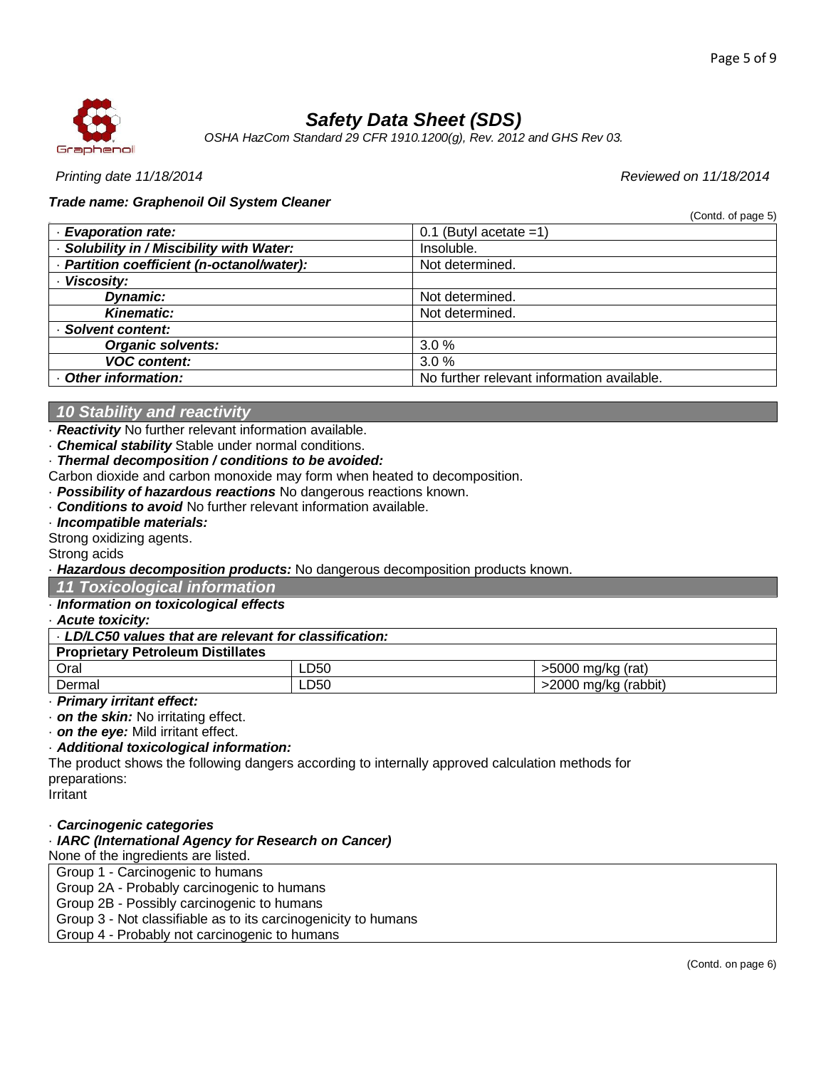# Safety Data Sheet (SDS)

*OSHA HazCom Standard 29 CFR 1910.1200(g), Rev. 2012 and GHS Rev 03.*

*Printing date 11/18/2014* *Reviewed on 11/18/2014*

***Trade name: Graphenoil Oil System Cleaner***

(Contd. of page 5)

| | |
|---|---|
| · **Evaporation rate:** | 0.1 (Butyl acetate =1) |
| · **Solubility in / Miscibility with Water:** | Insoluble. |
| · **Partition coefficient (n-octanol/water):** | Not determined. |
| · **Viscosity:** | |
| **Dynamic:** | Not determined. |
| **Kinematic:** | Not determined. |
| · **Solvent content:** | |
| **Organic solvents:** | 3.0 % |
| **VOC content:** | 3.0 % |
| · **Other information:** | No further relevant information available. |

## 10 Stability and reactivity

· ***Reactivity*** No further relevant information available.

· ***Chemical stability*** Stable under normal conditions.

· ***Thermal decomposition / conditions to be avoided:***

Carbon dioxide and carbon monoxide may form when heated to decomposition.

· ***Possibility of hazardous reactions*** No dangerous reactions known.

· ***Conditions to avoid*** No further relevant information available.

· ***Incompatible materials:***

Strong oxidizing agents.

Strong acids

· ***Hazardous decomposition products:*** No dangerous decomposition products known.

## 11 Toxicological information

· ***Information on toxicological effects***

· ***Acute toxicity:***

| · ***LD/LC50 values that are relevant for classification:*** | | |
|---|---|---|
| **Proprietary Petroleum Distillates** | | |
| Oral | LD50 | >5000 mg/kg (rat) |
| Dermal | LD50 | >2000 mg/kg (rabbit) |

· ***Primary irritant effect:***

· ***on the skin:*** No irritating effect.

· ***on the eye:*** Mild irritant effect.

· ***Additional toxicological information:***

The product shows the following dangers according to internally approved calculation methods for preparations:

Irritant

· ***Carcinogenic categories***

· ***IARC (International Agency for Research on Cancer)***

None of the ingredients are listed.

| |
|---|
| Group 1 - Carcinogenic to humans |
| Group 2A - Probably carcinogenic to humans |
| Group 2B - Possibly carcinogenic to humans |
| Group 3 - Not classifiable as to its carcinogenicity to humans |
| Group 4 - Probably not carcinogenic to humans |

(Contd. on page 6)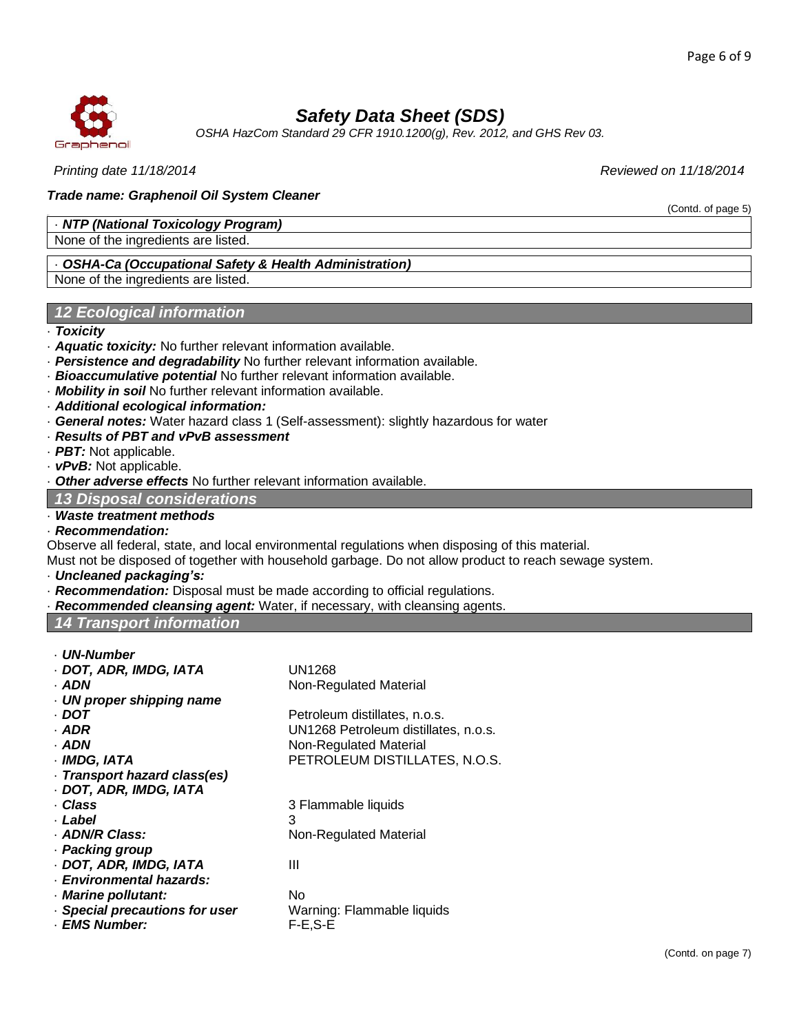(Contd. of page 5)

**· NTP (National Toxicology Program)**

None of the ingredients are listed.

**· OSHA-Ca (Occupational Safety & Health Administration)**

None of the ingredients are listed.

## 12 Ecological information

- **Toxicity**
- **Aquatic toxicity:** No further relevant information available.
- **Persistence and degradability** No further relevant information available.
- **Bioaccumulative potential** No further relevant information available.
- **Mobility in soil** No further relevant information available.
- **Additional ecological information:**
- **General notes:** Water hazard class 1 (Self-assessment): slightly hazardous for water
- **Results of PBT and vPvB assessment**
- **PBT:** Not applicable.
- **vPvB:** Not applicable.
- **Other adverse effects** No further relevant information available.

## 13 Disposal considerations

- **Waste treatment methods**
- **Recommendation:**

Observe all federal, state, and local environmental regulations when disposing of this material.
Must not be disposed of together with household garbage. Do not allow product to reach sewage system.

- **Uncleaned packaging's:**
- **Recommendation:** Disposal must be made according to official regulations.
- **Recommended cleansing agent:** Water, if necessary, with cleansing agents.

## 14 Transport information

| | |
|---|---|
| **· UN-Number** | |
| **· DOT, ADR, IMDG, IATA** | UN1268 |
| **· ADN** | Non-Regulated Material |
| **· UN proper shipping name** | |
| **· DOT** | Petroleum distillates, n.o.s. |
| **· ADR** | UN1268 Petroleum distillates, n.o.s. |
| **· ADN** | Non-Regulated Material |
| **· IMDG, IATA** | PETROLEUM DISTILLATES, N.O.S. |
| **· Transport hazard class(es)** | |
| **· DOT, ADR, IMDG, IATA** | |
| **· Class** | 3 Flammable liquids |
| **· Label** | 3 |
| **· ADN/R Class:** | Non-Regulated Material |
| **· Packing group** | |
| **· DOT, ADR, IMDG, IATA** | III |
| **· Environmental hazards:** | |
| **· Marine pollutant:** | No |
| **· Special precautions for user** | Warning: Flammable liquids |
| **· EMS Number:** | F-E,S-E |

(Contd. on page 7)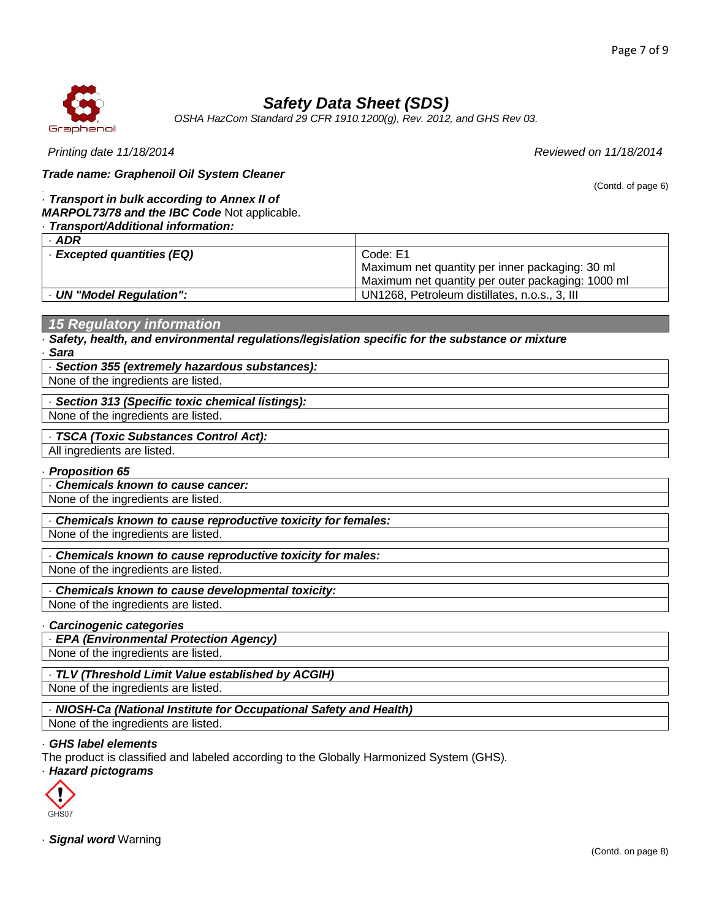## Safety Data Sheet (SDS)

*OSHA HazCom Standard 29 CFR 1910.1200(g), Rev. 2012, and GHS Rev 03.*

*Printing date 11/18/2014* *Reviewed on 11/18/2014*

***Trade name: Graphenoil Oil System Cleaner***

(Contd. of page 6)

· ***Transport in bulk according to Annex II of MARPOL73/78 and the IBC Code*** Not applicable.

· ***Transport/Additional information:***

| · **ADR** | |
|---|---|
| · **Excepted quantities (EQ)** | Code: E1<br>Maximum net quantity per inner packaging: 30 ml<br>Maximum net quantity per outer packaging: 1000 ml |
| · **UN "Model Regulation":** | UN1268, Petroleum distillates, n.o.s., 3, III |

## 15 Regulatory information

· ***Safety, health, and environmental regulations/legislation specific for the substance or mixture***

· ***Sara***

| · **Section 355 (extremely hazardous substances):** |
|---|
| None of the ingredients are listed. |

| · **Section 313 (Specific toxic chemical listings):** |
|---|
| None of the ingredients are listed. |

| · **TSCA (Toxic Substances Control Act):** |
|---|
| All ingredients are listed. |

· ***Proposition 65***

| · **Chemicals known to cause cancer:** |
|---|
| None of the ingredients are listed. |

| · **Chemicals known to cause reproductive toxicity for females:** |
|---|
| None of the ingredients are listed. |

| · **Chemicals known to cause reproductive toxicity for males:** |
|---|
| None of the ingredients are listed. |

| · **Chemicals known to cause developmental toxicity:** |
|---|
| None of the ingredients are listed. |

· ***Carcinogenic categories***

| · **EPA (Environmental Protection Agency)** |
|---|
| None of the ingredients are listed. |

| · **TLV (Threshold Limit Value established by ACGIH)** |
|---|
| None of the ingredients are listed. |

| · **NIOSH-Ca (National Institute for Occupational Safety and Health)** |
|---|
| None of the ingredients are listed. |

· ***GHS label elements***

The product is classified and labeled according to the Globally Harmonized System (GHS).

· ***Hazard pictograms***

GHS07

· ***Signal word*** Warning

(Contd. on page 8)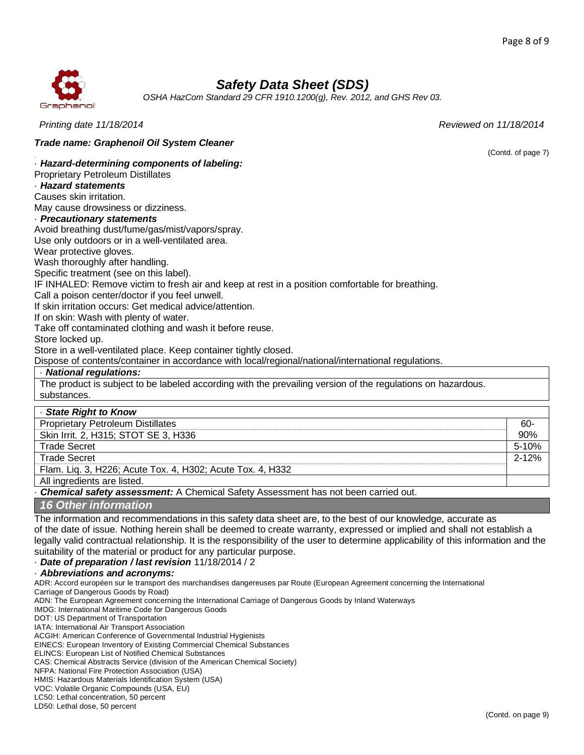# Safety Data Sheet (SDS)

*OSHA HazCom Standard 29 CFR 1910.1200(g), Rev. 2012, and GHS Rev 03.*

*Printing date 11/18/2014* *Reviewed on 11/18/2014*

***Trade name: Graphenoil Oil System Cleaner***

(Contd. of page 7)

· ***Hazard-determining components of labeling:***
Proprietary Petroleum Distillates

· ***Hazard statements***
Causes skin irritation.
May cause drowsiness or dizziness.

· ***Precautionary statements***
Avoid breathing dust/fume/gas/mist/vapors/spray.
Use only outdoors or in a well-ventilated area.
Wear protective gloves.
Wash thoroughly after handling.
Specific treatment (see on this label).
IF INHALED: Remove victim to fresh air and keep at rest in a position comfortable for breathing.
Call a poison center/doctor if you feel unwell.
If skin irritation occurs: Get medical advice/attention.
If on skin: Wash with plenty of water.
Take off contaminated clothing and wash it before reuse.
Store locked up.
Store in a well-ventilated place. Keep container tightly closed.
Dispose of contents/container in accordance with local/regional/national/international regulations.

· ***National regulations:***
The product is subject to be labeled according with the prevailing version of the regulations on hazardous. substances.

| · ***State Right to Know*** | |
|---|---|
| Proprietary Petroleum Distillates | 60-90% |
| Skin Irrit. 2, H315; STOT SE 3, H336 | |
| Trade Secret | 5-10% |
| Trade Secret | 2-12% |
| Flam. Liq. 3, H226; Acute Tox. 4, H302; Acute Tox. 4, H332 | |
| All ingredients are listed. | |

· ***Chemical safety assessment:*** A Chemical Safety Assessment has not been carried out.

## 16 Other information

The information and recommendations in this safety data sheet are, to the best of our knowledge, accurate as of the date of issue. Nothing herein shall be deemed to create warranty, expressed or implied and shall not establish a legally valid contractual relationship. It is the responsibility of the user to determine applicability of this information and the suitability of the material or product for any particular purpose.

· ***Date of preparation / last revision*** 11/18/2014 / 2

· ***Abbreviations and acronyms:***
ADR: Accord européen sur le transport des marchandises dangereuses par Route (European Agreement concerning the International Carriage of Dangerous Goods by Road)
ADN: The European Agreement concerning the International Carriage of Dangerous Goods by Inland Waterways
IMDG: International Maritime Code for Dangerous Goods
DOT: US Department of Transportation
IATA: International Air Transport Association
ACGIH: American Conference of Governmental Industrial Hygienists
EINECS: European Inventory of Existing Commercial Chemical Substances
ELINCS: European List of Notified Chemical Substances
CAS: Chemical Abstracts Service (division of the American Chemical Society)
NFPA: National Fire Protection Association (USA)
HMIS: Hazardous Materials Identification System (USA)
VOC: Volatile Organic Compounds (USA, EU)
LC50: Lethal concentration, 50 percent
LD50: Lethal dose, 50 percent

(Contd. on page 9)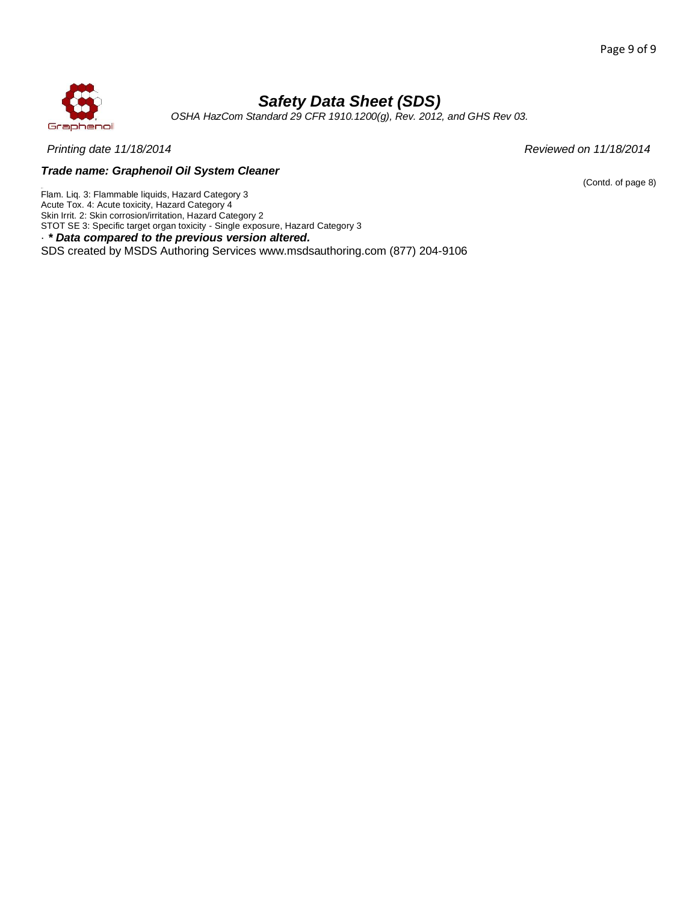Flam. Liq. 3: Flammable liquids, Hazard Category 3
Acute Tox. 4: Acute toxicity, Hazard Category 4
Skin Irrit. 2: Skin corrosion/irritation, Hazard Category 2
STOT SE 3: Specific target organ toxicity - Single exposure, Hazard Category 3

· ***\* Data compared to the previous version altered.***

SDS created by MSDS Authoring Services www.msdsauthoring.com (877) 204-9106